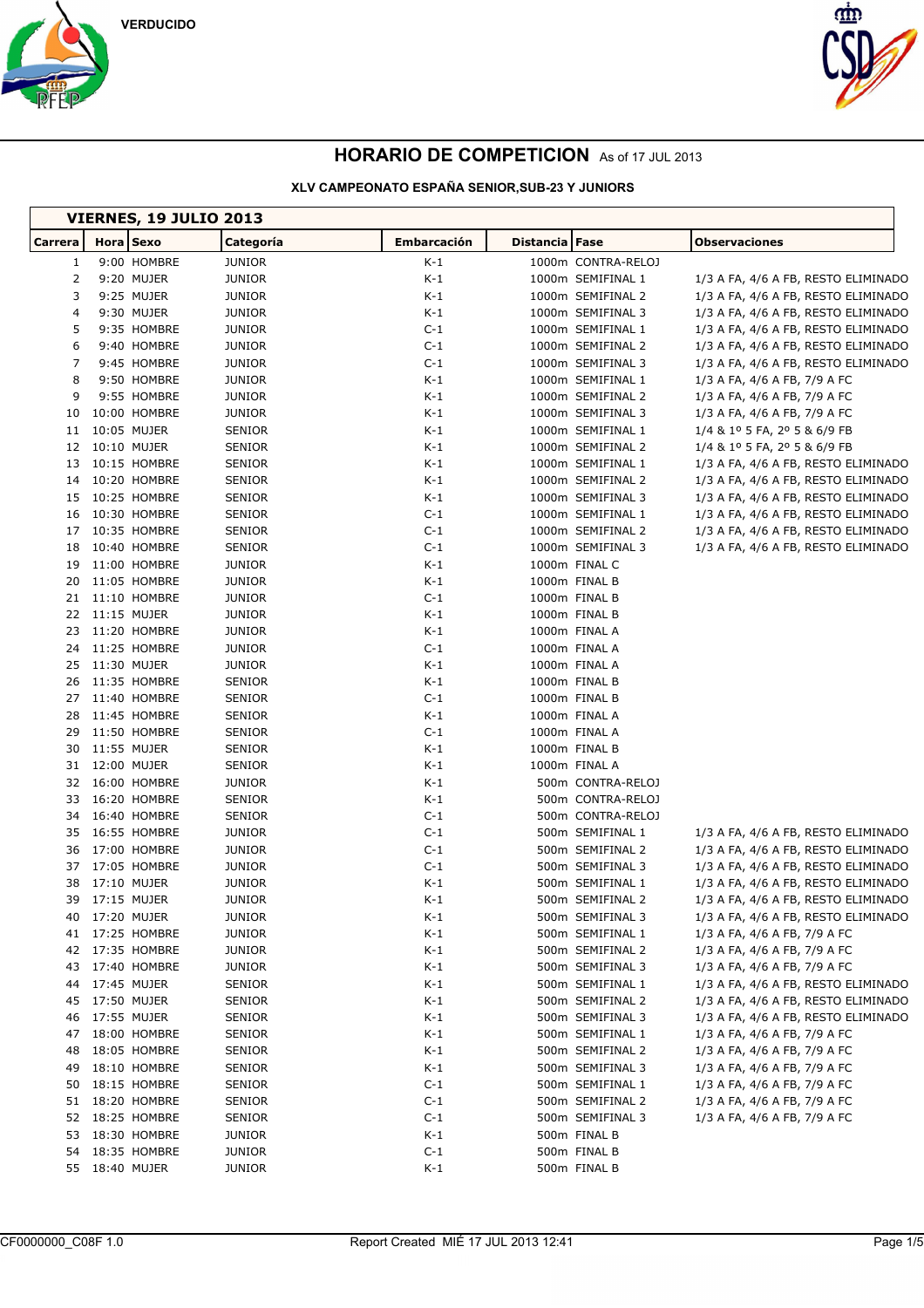VERDUCIDO

# HORARIO DE COMPETICION As of 17 JUL 2013

### XLV CAMPEONATO ESPAÑA SENIOR,SUB-23 Y JUNIORS

## VIERNES, 19 JULIO 2013

| Carrera | Hora | Sexo | Categoría | Embarcación | Distancia | Fase | Observaciones |
|---|---|---|---|---|---|---|---|
| 1 | 9:00 | HOMBRE | JUNIOR | K-1 | 1000m | CONTRA-RELOJ | |
| 2 | 9:20 | MUJER | JUNIOR | K-1 | 1000m | SEMIFINAL 1 | 1/3 A FA, 4/6 A FB, RESTO ELIMINADO |
| 3 | 9:25 | MUJER | JUNIOR | K-1 | 1000m | SEMIFINAL 2 | 1/3 A FA, 4/6 A FB, RESTO ELIMINADO |
| 4 | 9:30 | MUJER | JUNIOR | K-1 | 1000m | SEMIFINAL 3 | 1/3 A FA, 4/6 A FB, RESTO ELIMINADO |
| 5 | 9:35 | HOMBRE | JUNIOR | C-1 | 1000m | SEMIFINAL 1 | 1/3 A FA, 4/6 A FB, RESTO ELIMINADO |
| 6 | 9:40 | HOMBRE | JUNIOR | C-1 | 1000m | SEMIFINAL 2 | 1/3 A FA, 4/6 A FB, RESTO ELIMINADO |
| 7 | 9:45 | HOMBRE | JUNIOR | C-1 | 1000m | SEMIFINAL 3 | 1/3 A FA, 4/6 A FB, RESTO ELIMINADO |
| 8 | 9:50 | HOMBRE | JUNIOR | K-1 | 1000m | SEMIFINAL 1 | 1/3 A FA, 4/6 A FB, 7/9 A FC |
| 9 | 9:55 | HOMBRE | JUNIOR | K-1 | 1000m | SEMIFINAL 2 | 1/3 A FA, 4/6 A FB, 7/9 A FC |
| 10 | 10:00 | HOMBRE | JUNIOR | K-1 | 1000m | SEMIFINAL 3 | 1/3 A FA, 4/6 A FB, 7/9 A FC |
| 11 | 10:05 | MUJER | SENIOR | K-1 | 1000m | SEMIFINAL 1 | 1/4 & 1º 5 FA, 2º 5 & 6/9 FB |
| 12 | 10:10 | MUJER | SENIOR | K-1 | 1000m | SEMIFINAL 2 | 1/4 & 1º 5 FA, 2º 5 & 6/9 FB |
| 13 | 10:15 | HOMBRE | SENIOR | K-1 | 1000m | SEMIFINAL 1 | 1/3 A FA, 4/6 A FB, RESTO ELIMINADO |
| 14 | 10:20 | HOMBRE | SENIOR | K-1 | 1000m | SEMIFINAL 2 | 1/3 A FA, 4/6 A FB, RESTO ELIMINADO |
| 15 | 10:25 | HOMBRE | SENIOR | K-1 | 1000m | SEMIFINAL 3 | 1/3 A FA, 4/6 A FB, RESTO ELIMINADO |
| 16 | 10:30 | HOMBRE | SENIOR | C-1 | 1000m | SEMIFINAL 1 | 1/3 A FA, 4/6 A FB, RESTO ELIMINADO |
| 17 | 10:35 | HOMBRE | SENIOR | C-1 | 1000m | SEMIFINAL 2 | 1/3 A FA, 4/6 A FB, RESTO ELIMINADO |
| 18 | 10:40 | HOMBRE | SENIOR | C-1 | 1000m | SEMIFINAL 3 | 1/3 A FA, 4/6 A FB, RESTO ELIMINADO |
| 19 | 11:00 | HOMBRE | JUNIOR | K-1 | 1000m | FINAL C | |
| 20 | 11:05 | HOMBRE | JUNIOR | K-1 | 1000m | FINAL B | |
| 21 | 11:10 | HOMBRE | JUNIOR | C-1 | 1000m | FINAL B | |
| 22 | 11:15 | MUJER | JUNIOR | K-1 | 1000m | FINAL B | |
| 23 | 11:20 | HOMBRE | JUNIOR | K-1 | 1000m | FINAL A | |
| 24 | 11:25 | HOMBRE | JUNIOR | C-1 | 1000m | FINAL A | |
| 25 | 11:30 | MUJER | JUNIOR | K-1 | 1000m | FINAL A | |
| 26 | 11:35 | HOMBRE | SENIOR | K-1 | 1000m | FINAL B | |
| 27 | 11:40 | HOMBRE | SENIOR | C-1 | 1000m | FINAL B | |
| 28 | 11:45 | HOMBRE | SENIOR | K-1 | 1000m | FINAL A | |
| 29 | 11:50 | HOMBRE | SENIOR | C-1 | 1000m | FINAL A | |
| 30 | 11:55 | MUJER | SENIOR | K-1 | 1000m | FINAL B | |
| 31 | 12:00 | MUJER | SENIOR | K-1 | 1000m | FINAL A | |
| 32 | 16:00 | HOMBRE | JUNIOR | K-1 | 500m | CONTRA-RELOJ | |
| 33 | 16:20 | HOMBRE | SENIOR | K-1 | 500m | CONTRA-RELOJ | |
| 34 | 16:40 | HOMBRE | SENIOR | C-1 | 500m | CONTRA-RELOJ | |
| 35 | 16:55 | HOMBRE | JUNIOR | C-1 | 500m | SEMIFINAL 1 | 1/3 A FA, 4/6 A FB, RESTO ELIMINADO |
| 36 | 17:00 | HOMBRE | JUNIOR | C-1 | 500m | SEMIFINAL 2 | 1/3 A FA, 4/6 A FB, RESTO ELIMINADO |
| 37 | 17:05 | HOMBRE | JUNIOR | C-1 | 500m | SEMIFINAL 3 | 1/3 A FA, 4/6 A FB, RESTO ELIMINADO |
| 38 | 17:10 | MUJER | JUNIOR | K-1 | 500m | SEMIFINAL 1 | 1/3 A FA, 4/6 A FB, RESTO ELIMINADO |
| 39 | 17:15 | MUJER | JUNIOR | K-1 | 500m | SEMIFINAL 2 | 1/3 A FA, 4/6 A FB, RESTO ELIMINADO |
| 40 | 17:20 | MUJER | JUNIOR | K-1 | 500m | SEMIFINAL 3 | 1/3 A FA, 4/6 A FB, RESTO ELIMINADO |
| 41 | 17:25 | HOMBRE | JUNIOR | K-1 | 500m | SEMIFINAL 1 | 1/3 A FA, 4/6 A FB, 7/9 A FC |
| 42 | 17:35 | HOMBRE | JUNIOR | K-1 | 500m | SEMIFINAL 2 | 1/3 A FA, 4/6 A FB, 7/9 A FC |
| 43 | 17:40 | HOMBRE | JUNIOR | K-1 | 500m | SEMIFINAL 3 | 1/3 A FA, 4/6 A FB, 7/9 A FC |
| 44 | 17:45 | MUJER | SENIOR | K-1 | 500m | SEMIFINAL 1 | 1/3 A FA, 4/6 A FB, RESTO ELIMINADO |
| 45 | 17:50 | MUJER | SENIOR | K-1 | 500m | SEMIFINAL 2 | 1/3 A FA, 4/6 A FB, RESTO ELIMINADO |
| 46 | 17:55 | MUJER | SENIOR | K-1 | 500m | SEMIFINAL 3 | 1/3 A FA, 4/6 A FB, RESTO ELIMINADO |
| 47 | 18:00 | HOMBRE | SENIOR | K-1 | 500m | SEMIFINAL 1 | 1/3 A FA, 4/6 A FB, 7/9 A FC |
| 48 | 18:05 | HOMBRE | SENIOR | K-1 | 500m | SEMIFINAL 2 | 1/3 A FA, 4/6 A FB, 7/9 A FC |
| 49 | 18:10 | HOMBRE | SENIOR | K-1 | 500m | SEMIFINAL 3 | 1/3 A FA, 4/6 A FB, 7/9 A FC |
| 50 | 18:15 | HOMBRE | SENIOR | C-1 | 500m | SEMIFINAL 1 | 1/3 A FA, 4/6 A FB, 7/9 A FC |
| 51 | 18:20 | HOMBRE | SENIOR | C-1 | 500m | SEMIFINAL 2 | 1/3 A FA, 4/6 A FB, 7/9 A FC |
| 52 | 18:25 | HOMBRE | SENIOR | C-1 | 500m | SEMIFINAL 3 | 1/3 A FA, 4/6 A FB, 7/9 A FC |
| 53 | 18:30 | HOMBRE | JUNIOR | K-1 | 500m | FINAL B | |
| 54 | 18:35 | HOMBRE | JUNIOR | C-1 | 500m | FINAL B | |
| 55 | 18:40 | MUJER | JUNIOR | K-1 | 500m | FINAL B | |

CF0000000_C08F 1.0 Report Created MIÉ 17 JUL 2013 12:41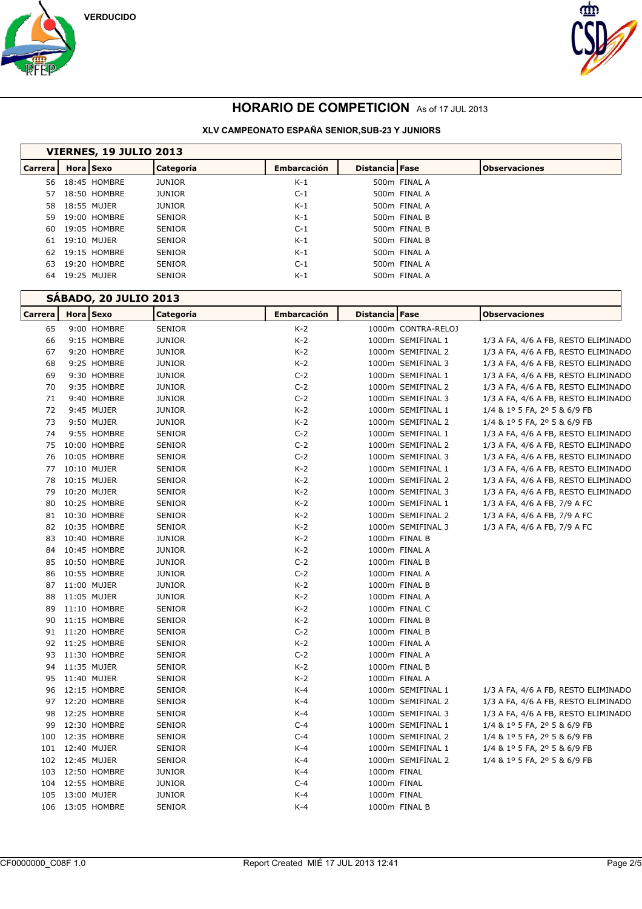VERDUCIDO

# HORARIO DE COMPETICION As of 17 JUL 2013

### XLV CAMPEONATO ESPAÑA SENIOR,SUB-23 Y JUNIORS

## VIERNES, 19 JULIO 2013

| Carrera | Hora | Sexo | Categoría | Embarcación | Distancia | Fase | Observaciones |
|---|---|---|---|---|---|---|---|
| 56 | 18:45 | HOMBRE | JUNIOR | K-1 | 500m | FINAL A | |
| 57 | 18:50 | HOMBRE | JUNIOR | C-1 | 500m | FINAL A | |
| 58 | 18:55 | MUJER | JUNIOR | K-1 | 500m | FINAL A | |
| 59 | 19:00 | HOMBRE | SENIOR | K-1 | 500m | FINAL B | |
| 60 | 19:05 | HOMBRE | SENIOR | C-1 | 500m | FINAL B | |
| 61 | 19:10 | MUJER | SENIOR | K-1 | 500m | FINAL B | |
| 62 | 19:15 | HOMBRE | SENIOR | K-1 | 500m | FINAL A | |
| 63 | 19:20 | HOMBRE | SENIOR | C-1 | 500m | FINAL A | |
| 64 | 19:25 | MUJER | SENIOR | K-1 | 500m | FINAL A | |

## SÁBADO, 20 JULIO 2013

| Carrera | Hora | Sexo | Categoría | Embarcación | Distancia | Fase | Observaciones |
|---|---|---|---|---|---|---|---|
| 65 | 9:00 | HOMBRE | SENIOR | K-2 | 1000m | CONTRA-RELOJ | |
| 66 | 9:15 | HOMBRE | JUNIOR | K-2 | 1000m | SEMIFINAL 1 | 1/3 A FA, 4/6 A FB, RESTO ELIMINADO |
| 67 | 9:20 | HOMBRE | JUNIOR | K-2 | 1000m | SEMIFINAL 2 | 1/3 A FA, 4/6 A FB, RESTO ELIMINADO |
| 68 | 9:25 | HOMBRE | JUNIOR | K-2 | 1000m | SEMIFINAL 3 | 1/3 A FA, 4/6 A FB, RESTO ELIMINADO |
| 69 | 9:30 | HOMBRE | JUNIOR | C-2 | 1000m | SEMIFINAL 1 | 1/3 A FA, 4/6 A FB, RESTO ELIMINADO |
| 70 | 9:35 | HOMBRE | JUNIOR | C-2 | 1000m | SEMIFINAL 2 | 1/3 A FA, 4/6 A FB, RESTO ELIMINADO |
| 71 | 9:40 | HOMBRE | JUNIOR | C-2 | 1000m | SEMIFINAL 3 | 1/3 A FA, 4/6 A FB, RESTO ELIMINADO |
| 72 | 9:45 | MUJER | JUNIOR | K-2 | 1000m | SEMIFINAL 1 | 1/4 & 1º 5 FA, 2º 5 & 6/9 FB |
| 73 | 9:50 | MUJER | JUNIOR | K-2 | 1000m | SEMIFINAL 2 | 1/4 & 1º 5 FA, 2º 5 & 6/9 FB |
| 74 | 9:55 | HOMBRE | SENIOR | C-2 | 1000m | SEMIFINAL 1 | 1/3 A FA, 4/6 A FB, RESTO ELIMINADO |
| 75 | 10:00 | HOMBRE | SENIOR | C-2 | 1000m | SEMIFINAL 2 | 1/3 A FA, 4/6 A FB, RESTO ELIMINADO |
| 76 | 10:05 | HOMBRE | SENIOR | C-2 | 1000m | SEMIFINAL 3 | 1/3 A FA, 4/6 A FB, RESTO ELIMINADO |
| 77 | 10:10 | MUJER | SENIOR | K-2 | 1000m | SEMIFINAL 1 | 1/3 A FA, 4/6 A FB, RESTO ELIMINADO |
| 78 | 10:15 | MUJER | SENIOR | K-2 | 1000m | SEMIFINAL 2 | 1/3 A FA, 4/6 A FB, RESTO ELIMINADO |
| 79 | 10:20 | MUJER | SENIOR | K-2 | 1000m | SEMIFINAL 3 | 1/3 A FA, 4/6 A FB, RESTO ELIMINADO |
| 80 | 10:25 | HOMBRE | SENIOR | K-2 | 1000m | SEMIFINAL 1 | 1/3 A FA, 4/6 A FB, 7/9 A FC |
| 81 | 10:30 | HOMBRE | SENIOR | K-2 | 1000m | SEMIFINAL 2 | 1/3 A FA, 4/6 A FB, 7/9 A FC |
| 82 | 10:35 | HOMBRE | SENIOR | K-2 | 1000m | SEMIFINAL 3 | 1/3 A FA, 4/6 A FB, 7/9 A FC |
| 83 | 10:40 | HOMBRE | JUNIOR | K-2 | 1000m | FINAL B | |
| 84 | 10:45 | HOMBRE | JUNIOR | K-2 | 1000m | FINAL A | |
| 85 | 10:50 | HOMBRE | JUNIOR | C-2 | 1000m | FINAL B | |
| 86 | 10:55 | HOMBRE | JUNIOR | C-2 | 1000m | FINAL A | |
| 87 | 11:00 | MUJER | JUNIOR | K-2 | 1000m | FINAL B | |
| 88 | 11:05 | MUJER | JUNIOR | K-2 | 1000m | FINAL A | |
| 89 | 11:10 | HOMBRE | SENIOR | K-2 | 1000m | FINAL C | |
| 90 | 11:15 | HOMBRE | SENIOR | K-2 | 1000m | FINAL B | |
| 91 | 11:20 | HOMBRE | SENIOR | C-2 | 1000m | FINAL B | |
| 92 | 11:25 | HOMBRE | SENIOR | K-2 | 1000m | FINAL A | |
| 93 | 11:30 | HOMBRE | SENIOR | C-2 | 1000m | FINAL A | |
| 94 | 11:35 | MUJER | SENIOR | K-2 | 1000m | FINAL B | |
| 95 | 11:40 | MUJER | SENIOR | K-2 | 1000m | FINAL A | |
| 96 | 12:15 | HOMBRE | SENIOR | K-4 | 1000m | SEMIFINAL 1 | 1/3 A FA, 4/6 A FB, RESTO ELIMINADO |
| 97 | 12:20 | HOMBRE | SENIOR | K-4 | 1000m | SEMIFINAL 2 | 1/3 A FA, 4/6 A FB, RESTO ELIMINADO |
| 98 | 12:25 | HOMBRE | SENIOR | K-4 | 1000m | SEMIFINAL 3 | 1/3 A FA, 4/6 A FB, RESTO ELIMINADO |
| 99 | 12:30 | HOMBRE | SENIOR | C-4 | 1000m | SEMIFINAL 1 | 1/4 & 1º 5 FA, 2º 5 & 6/9 FB |
| 100 | 12:35 | HOMBRE | SENIOR | C-4 | 1000m | SEMIFINAL 2 | 1/4 & 1º 5 FA, 2º 5 & 6/9 FB |
| 101 | 12:40 | MUJER | SENIOR | K-4 | 1000m | SEMIFINAL 1 | 1/4 & 1º 5 FA, 2º 5 & 6/9 FB |
| 102 | 12:45 | MUJER | SENIOR | K-4 | 1000m | SEMIFINAL 2 | 1/4 & 1º 5 FA, 2º 5 & 6/9 FB |
| 103 | 12:50 | HOMBRE | JUNIOR | K-4 | 1000m | FINAL | |
| 104 | 12:55 | HOMBRE | JUNIOR | C-4 | 1000m | FINAL | |
| 105 | 13:00 | MUJER | JUNIOR | K-4 | 1000m | FINAL | |
| 106 | 13:05 | HOMBRE | SENIOR | K-4 | 1000m | FINAL B | |

CF0000000_C08F 1.0 Report Created MIÉ 17 JUL 2013 12:41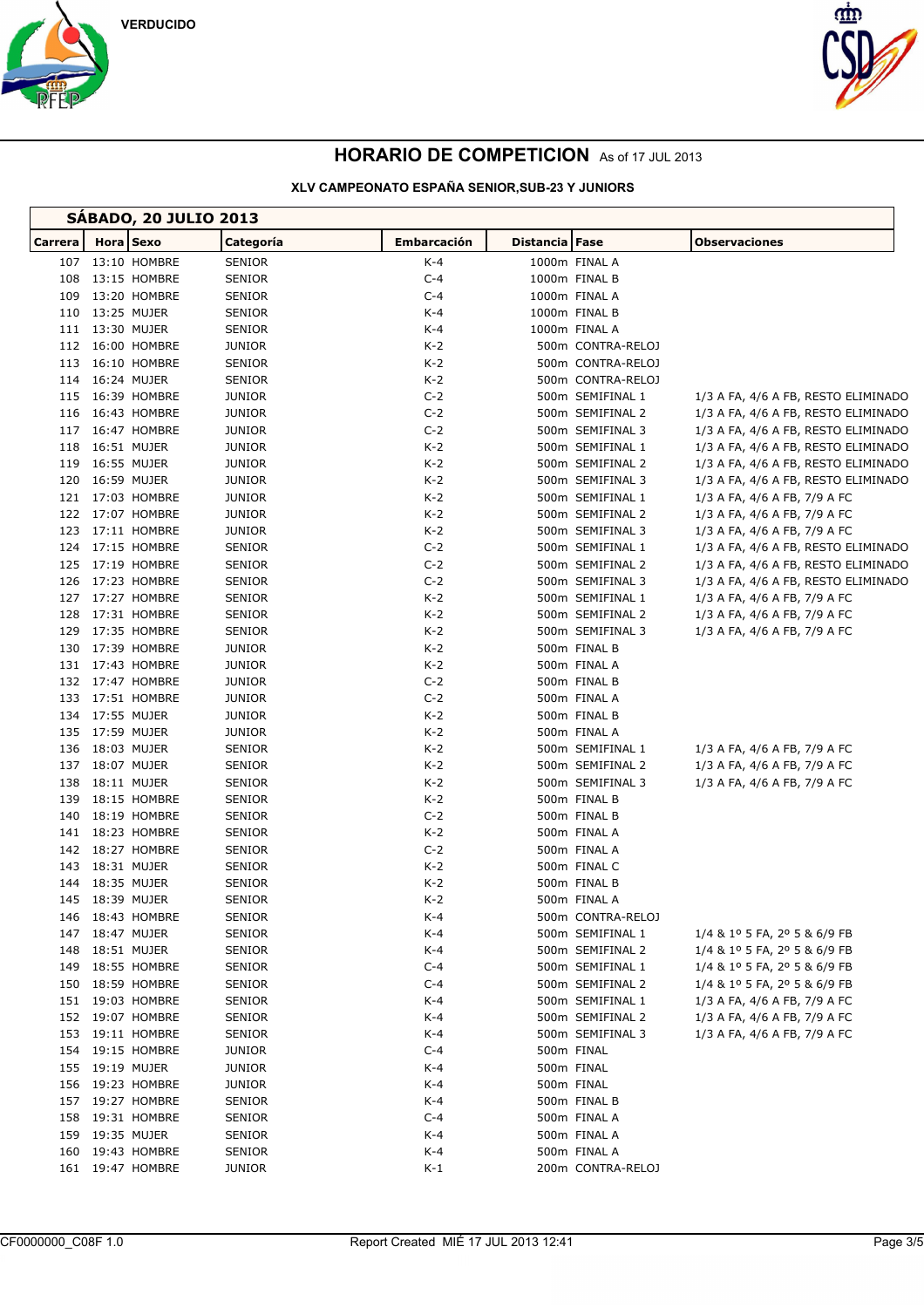VERDUCIDO

# HORARIO DE COMPETICION

As of 17 JUL 2013

### XLV CAMPEONATO ESPAÑA SENIOR,SUB-23 Y JUNIORS

## SÁBADO, 20 JULIO 2013

| Carrera | Hora | Sexo | Categoría | Embarcación | Distancia | Fase | Observaciones |
|---|---|---|---|---|---|---|---|
| 107 | 13:10 | HOMBRE | SENIOR | K-4 | 1000m | FINAL A | |
| 108 | 13:15 | HOMBRE | SENIOR | C-4 | 1000m | FINAL B | |
| 109 | 13:20 | HOMBRE | SENIOR | C-4 | 1000m | FINAL A | |
| 110 | 13:25 | MUJER | SENIOR | K-4 | 1000m | FINAL B | |
| 111 | 13:30 | MUJER | SENIOR | K-4 | 1000m | FINAL A | |
| 112 | 16:00 | HOMBRE | JUNIOR | K-2 | 500m | CONTRA-RELOJ | |
| 113 | 16:10 | HOMBRE | SENIOR | K-2 | 500m | CONTRA-RELOJ | |
| 114 | 16:24 | MUJER | SENIOR | K-2 | 500m | CONTRA-RELOJ | |
| 115 | 16:39 | HOMBRE | JUNIOR | C-2 | 500m | SEMIFINAL 1 | 1/3 A FA, 4/6 A FB, RESTO ELIMINADO |
| 116 | 16:43 | HOMBRE | JUNIOR | C-2 | 500m | SEMIFINAL 2 | 1/3 A FA, 4/6 A FB, RESTO ELIMINADO |
| 117 | 16:47 | HOMBRE | JUNIOR | C-2 | 500m | SEMIFINAL 3 | 1/3 A FA, 4/6 A FB, RESTO ELIMINADO |
| 118 | 16:51 | MUJER | JUNIOR | K-2 | 500m | SEMIFINAL 1 | 1/3 A FA, 4/6 A FB, RESTO ELIMINADO |
| 119 | 16:55 | MUJER | JUNIOR | K-2 | 500m | SEMIFINAL 2 | 1/3 A FA, 4/6 A FB, RESTO ELIMINADO |
| 120 | 16:59 | MUJER | JUNIOR | K-2 | 500m | SEMIFINAL 3 | 1/3 A FA, 4/6 A FB, RESTO ELIMINADO |
| 121 | 17:03 | HOMBRE | JUNIOR | K-2 | 500m | SEMIFINAL 1 | 1/3 A FA, 4/6 A FB, 7/9 A FC |
| 122 | 17:07 | HOMBRE | JUNIOR | K-2 | 500m | SEMIFINAL 2 | 1/3 A FA, 4/6 A FB, 7/9 A FC |
| 123 | 17:11 | HOMBRE | JUNIOR | K-2 | 500m | SEMIFINAL 3 | 1/3 A FA, 4/6 A FB, 7/9 A FC |
| 124 | 17:15 | HOMBRE | SENIOR | C-2 | 500m | SEMIFINAL 1 | 1/3 A FA, 4/6 A FB, RESTO ELIMINADO |
| 125 | 17:19 | HOMBRE | SENIOR | C-2 | 500m | SEMIFINAL 2 | 1/3 A FA, 4/6 A FB, RESTO ELIMINADO |
| 126 | 17:23 | HOMBRE | SENIOR | C-2 | 500m | SEMIFINAL 3 | 1/3 A FA, 4/6 A FB, RESTO ELIMINADO |
| 127 | 17:27 | HOMBRE | SENIOR | K-2 | 500m | SEMIFINAL 1 | 1/3 A FA, 4/6 A FB, 7/9 A FC |
| 128 | 17:31 | HOMBRE | SENIOR | K-2 | 500m | SEMIFINAL 2 | 1/3 A FA, 4/6 A FB, 7/9 A FC |
| 129 | 17:35 | HOMBRE | SENIOR | K-2 | 500m | SEMIFINAL 3 | 1/3 A FA, 4/6 A FB, 7/9 A FC |
| 130 | 17:39 | HOMBRE | JUNIOR | K-2 | 500m | FINAL B | |
| 131 | 17:43 | HOMBRE | JUNIOR | K-2 | 500m | FINAL A | |
| 132 | 17:47 | HOMBRE | JUNIOR | C-2 | 500m | FINAL B | |
| 133 | 17:51 | HOMBRE | JUNIOR | C-2 | 500m | FINAL A | |
| 134 | 17:55 | MUJER | JUNIOR | K-2 | 500m | FINAL B | |
| 135 | 17:59 | MUJER | JUNIOR | K-2 | 500m | FINAL A | |
| 136 | 18:03 | MUJER | SENIOR | K-2 | 500m | SEMIFINAL 1 | 1/3 A FA, 4/6 A FB, 7/9 A FC |
| 137 | 18:07 | MUJER | SENIOR | K-2 | 500m | SEMIFINAL 2 | 1/3 A FA, 4/6 A FB, 7/9 A FC |
| 138 | 18:11 | MUJER | SENIOR | K-2 | 500m | SEMIFINAL 3 | 1/3 A FA, 4/6 A FB, 7/9 A FC |
| 139 | 18:15 | HOMBRE | SENIOR | K-2 | 500m | FINAL B | |
| 140 | 18:19 | HOMBRE | SENIOR | C-2 | 500m | FINAL B | |
| 141 | 18:23 | HOMBRE | SENIOR | K-2 | 500m | FINAL A | |
| 142 | 18:27 | HOMBRE | SENIOR | C-2 | 500m | FINAL A | |
| 143 | 18:31 | MUJER | SENIOR | K-2 | 500m | FINAL C | |
| 144 | 18:35 | MUJER | SENIOR | K-2 | 500m | FINAL B | |
| 145 | 18:39 | MUJER | SENIOR | K-2 | 500m | FINAL A | |
| 146 | 18:43 | HOMBRE | SENIOR | K-4 | 500m | CONTRA-RELOJ | |
| 147 | 18:47 | MUJER | SENIOR | K-4 | 500m | SEMIFINAL 1 | 1/4 & 1º 5 FA, 2º 5 & 6/9 FB |
| 148 | 18:51 | MUJER | SENIOR | K-4 | 500m | SEMIFINAL 2 | 1/4 & 1º 5 FA, 2º 5 & 6/9 FB |
| 149 | 18:55 | HOMBRE | SENIOR | C-4 | 500m | SEMIFINAL 1 | 1/4 & 1º 5 FA, 2º 5 & 6/9 FB |
| 150 | 18:59 | HOMBRE | SENIOR | C-4 | 500m | SEMIFINAL 2 | 1/4 & 1º 5 FA, 2º 5 & 6/9 FB |
| 151 | 19:03 | HOMBRE | SENIOR | K-4 | 500m | SEMIFINAL 1 | 1/3 A FA, 4/6 A FB, 7/9 A FC |
| 152 | 19:07 | HOMBRE | SENIOR | K-4 | 500m | SEMIFINAL 2 | 1/3 A FA, 4/6 A FB, 7/9 A FC |
| 153 | 19:11 | HOMBRE | SENIOR | K-4 | 500m | SEMIFINAL 3 | 1/3 A FA, 4/6 A FB, 7/9 A FC |
| 154 | 19:15 | HOMBRE | JUNIOR | C-4 | 500m | FINAL | |
| 155 | 19:19 | MUJER | JUNIOR | K-4 | 500m | FINAL | |
| 156 | 19:23 | HOMBRE | JUNIOR | K-4 | 500m | FINAL | |
| 157 | 19:27 | HOMBRE | SENIOR | K-4 | 500m | FINAL B | |
| 158 | 19:31 | HOMBRE | SENIOR | C-4 | 500m | FINAL A | |
| 159 | 19:35 | MUJER | SENIOR | K-4 | 500m | FINAL A | |
| 160 | 19:43 | HOMBRE | SENIOR | K-4 | 500m | FINAL A | |
| 161 | 19:47 | HOMBRE | JUNIOR | K-1 | 200m | CONTRA-RELOJ | |

CF0000000_C08F 1.0 — Report Created MIÉ 17 JUL 2013 12:41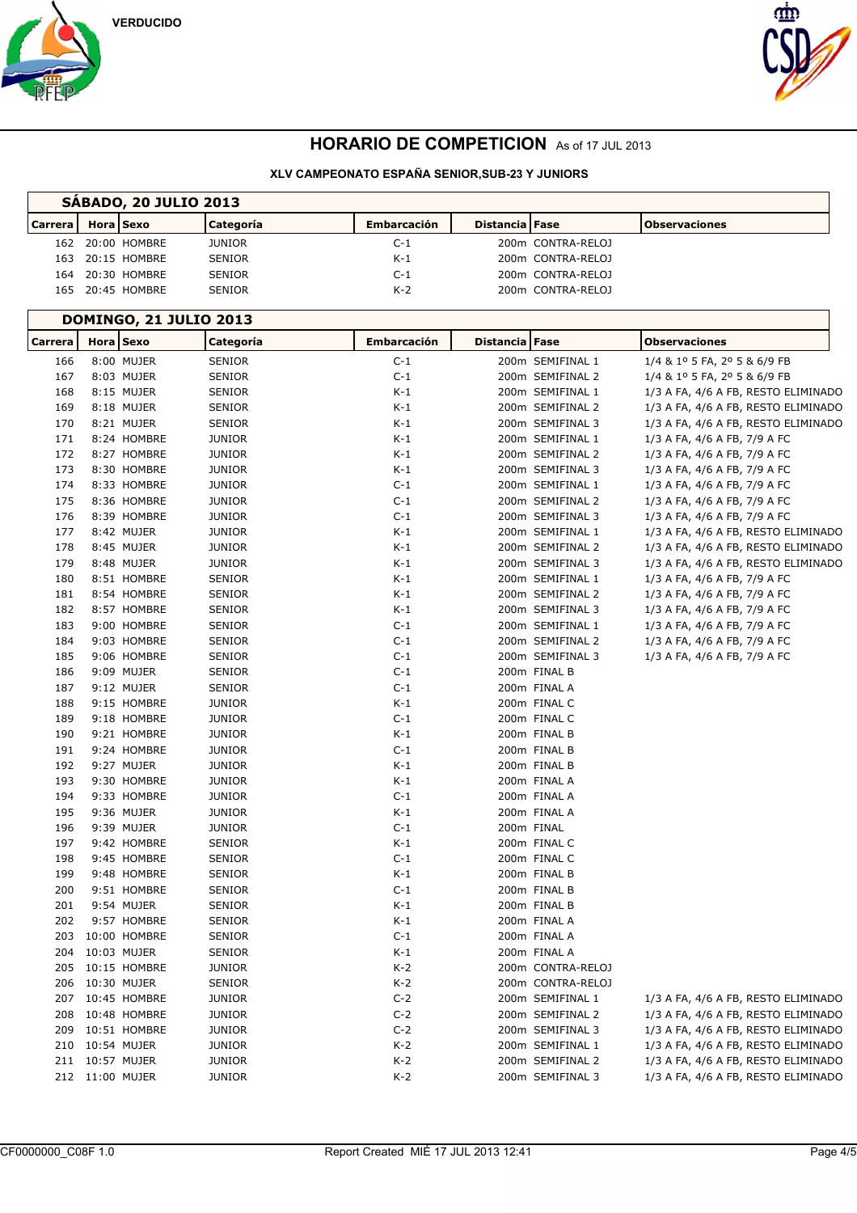VERDUCIDO

# HORARIO DE COMPETICION As of 17 JUL 2013

### XLV CAMPEONATO ESPAÑA SENIOR,SUB-23 Y JUNIORS

## SÁBADO, 20 JULIO 2013

| Carrera | Hora | Sexo | Categoría | Embarcación | Distancia | Fase | Observaciones |
|---|---|---|---|---|---|---|---|
| 162 | 20:00 | HOMBRE | JUNIOR | C-1 | 200m | CONTRA-RELOJ | |
| 163 | 20:15 | HOMBRE | SENIOR | K-1 | 200m | CONTRA-RELOJ | |
| 164 | 20:30 | HOMBRE | SENIOR | C-1 | 200m | CONTRA-RELOJ | |
| 165 | 20:45 | HOMBRE | SENIOR | K-2 | 200m | CONTRA-RELOJ | |

## DOMINGO, 21 JULIO 2013

| Carrera | Hora | Sexo | Categoría | Embarcación | Distancia | Fase | Observaciones |
|---|---|---|---|---|---|---|---|
| 166 | 8:00 | MUJER | SENIOR | C-1 | 200m | SEMIFINAL 1 | 1/4 & 1º 5 FA, 2º 5 & 6/9 FB |
| 167 | 8:03 | MUJER | SENIOR | C-1 | 200m | SEMIFINAL 2 | 1/4 & 1º 5 FA, 2º 5 & 6/9 FB |
| 168 | 8:15 | MUJER | SENIOR | K-1 | 200m | SEMIFINAL 1 | 1/3 A FA, 4/6 A FB, RESTO ELIMINADO |
| 169 | 8:18 | MUJER | SENIOR | K-1 | 200m | SEMIFINAL 2 | 1/3 A FA, 4/6 A FB, RESTO ELIMINADO |
| 170 | 8:21 | MUJER | SENIOR | K-1 | 200m | SEMIFINAL 3 | 1/3 A FA, 4/6 A FB, RESTO ELIMINADO |
| 171 | 8:24 | HOMBRE | JUNIOR | K-1 | 200m | SEMIFINAL 1 | 1/3 A FA, 4/6 A FB, 7/9 A FC |
| 172 | 8:27 | HOMBRE | JUNIOR | K-1 | 200m | SEMIFINAL 2 | 1/3 A FA, 4/6 A FB, 7/9 A FC |
| 173 | 8:30 | HOMBRE | JUNIOR | K-1 | 200m | SEMIFINAL 3 | 1/3 A FA, 4/6 A FB, 7/9 A FC |
| 174 | 8:33 | HOMBRE | JUNIOR | C-1 | 200m | SEMIFINAL 1 | 1/3 A FA, 4/6 A FB, 7/9 A FC |
| 175 | 8:36 | HOMBRE | JUNIOR | C-1 | 200m | SEMIFINAL 2 | 1/3 A FA, 4/6 A FB, 7/9 A FC |
| 176 | 8:39 | HOMBRE | JUNIOR | C-1 | 200m | SEMIFINAL 3 | 1/3 A FA, 4/6 A FB, 7/9 A FC |
| 177 | 8:42 | MUJER | JUNIOR | K-1 | 200m | SEMIFINAL 1 | 1/3 A FA, 4/6 A FB, RESTO ELIMINADO |
| 178 | 8:45 | MUJER | JUNIOR | K-1 | 200m | SEMIFINAL 2 | 1/3 A FA, 4/6 A FB, RESTO ELIMINADO |
| 179 | 8:48 | MUJER | JUNIOR | K-1 | 200m | SEMIFINAL 3 | 1/3 A FA, 4/6 A FB, RESTO ELIMINADO |
| 180 | 8:51 | HOMBRE | SENIOR | K-1 | 200m | SEMIFINAL 1 | 1/3 A FA, 4/6 A FB, 7/9 A FC |
| 181 | 8:54 | HOMBRE | SENIOR | K-1 | 200m | SEMIFINAL 2 | 1/3 A FA, 4/6 A FB, 7/9 A FC |
| 182 | 8:57 | HOMBRE | SENIOR | K-1 | 200m | SEMIFINAL 3 | 1/3 A FA, 4/6 A FB, 7/9 A FC |
| 183 | 9:00 | HOMBRE | SENIOR | C-1 | 200m | SEMIFINAL 1 | 1/3 A FA, 4/6 A FB, 7/9 A FC |
| 184 | 9:03 | HOMBRE | SENIOR | C-1 | 200m | SEMIFINAL 2 | 1/3 A FA, 4/6 A FB, 7/9 A FC |
| 185 | 9:06 | HOMBRE | SENIOR | C-1 | 200m | SEMIFINAL 3 | 1/3 A FA, 4/6 A FB, 7/9 A FC |
| 186 | 9:09 | MUJER | SENIOR | C-1 | 200m | FINAL B | |
| 187 | 9:12 | MUJER | SENIOR | C-1 | 200m | FINAL A | |
| 188 | 9:15 | HOMBRE | JUNIOR | K-1 | 200m | FINAL C | |
| 189 | 9:18 | HOMBRE | JUNIOR | C-1 | 200m | FINAL C | |
| 190 | 9:21 | HOMBRE | JUNIOR | K-1 | 200m | FINAL B | |
| 191 | 9:24 | HOMBRE | JUNIOR | C-1 | 200m | FINAL B | |
| 192 | 9:27 | MUJER | JUNIOR | K-1 | 200m | FINAL B | |
| 193 | 9:30 | HOMBRE | JUNIOR | K-1 | 200m | FINAL A | |
| 194 | 9:33 | HOMBRE | JUNIOR | C-1 | 200m | FINAL A | |
| 195 | 9:36 | MUJER | JUNIOR | K-1 | 200m | FINAL A | |
| 196 | 9:39 | MUJER | JUNIOR | C-1 | 200m | FINAL | |
| 197 | 9:42 | HOMBRE | SENIOR | K-1 | 200m | FINAL C | |
| 198 | 9:45 | HOMBRE | SENIOR | C-1 | 200m | FINAL C | |
| 199 | 9:48 | HOMBRE | SENIOR | K-1 | 200m | FINAL B | |
| 200 | 9:51 | HOMBRE | SENIOR | C-1 | 200m | FINAL B | |
| 201 | 9:54 | MUJER | SENIOR | K-1 | 200m | FINAL B | |
| 202 | 9:57 | HOMBRE | SENIOR | K-1 | 200m | FINAL A | |
| 203 | 10:00 | HOMBRE | SENIOR | C-1 | 200m | FINAL A | |
| 204 | 10:03 | MUJER | SENIOR | K-1 | 200m | FINAL A | |
| 205 | 10:15 | HOMBRE | JUNIOR | K-2 | 200m | CONTRA-RELOJ | |
| 206 | 10:30 | MUJER | SENIOR | K-2 | 200m | CONTRA-RELOJ | |
| 207 | 10:45 | HOMBRE | JUNIOR | C-2 | 200m | SEMIFINAL 1 | 1/3 A FA, 4/6 A FB, RESTO ELIMINADO |
| 208 | 10:48 | HOMBRE | JUNIOR | C-2 | 200m | SEMIFINAL 2 | 1/3 A FA, 4/6 A FB, RESTO ELIMINADO |
| 209 | 10:51 | HOMBRE | JUNIOR | C-2 | 200m | SEMIFINAL 3 | 1/3 A FA, 4/6 A FB, RESTO ELIMINADO |
| 210 | 10:54 | MUJER | JUNIOR | K-2 | 200m | SEMIFINAL 1 | 1/3 A FA, 4/6 A FB, RESTO ELIMINADO |
| 211 | 10:57 | MUJER | JUNIOR | K-2 | 200m | SEMIFINAL 2 | 1/3 A FA, 4/6 A FB, RESTO ELIMINADO |
| 212 | 11:00 | MUJER | JUNIOR | K-2 | 200m | SEMIFINAL 3 | 1/3 A FA, 4/6 A FB, RESTO ELIMINADO |

CF0000000_C08F 1.0 Report Created MIÉ 17 JUL 2013 12:41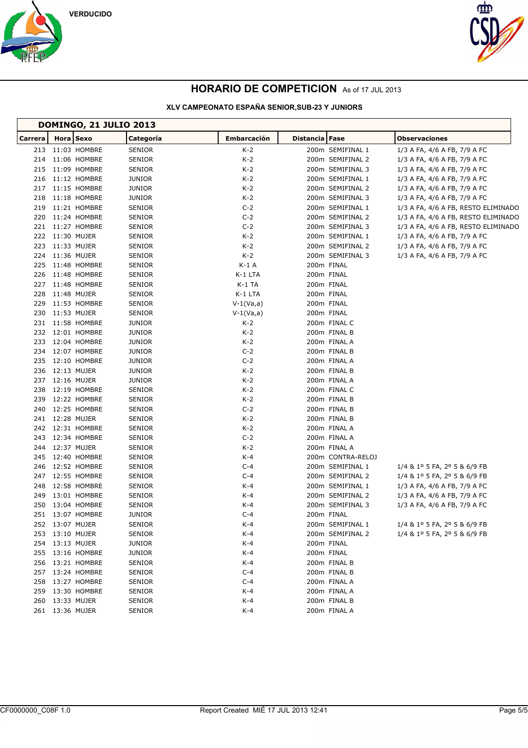VERDUCIDO

# HORARIO DE COMPETICION As of 17 JUL 2013

### XLV CAMPEONATO ESPAÑA SENIOR,SUB-23 Y JUNIORS

## DOMINGO, 21 JULIO 2013

| Carrera | Hora | Sexo | Categoría | Embarcación | Distancia | Fase | Observaciones |
|---|---|---|---|---|---|---|---|
| 213 | 11:03 | HOMBRE | SENIOR | K-2 | 200m | SEMIFINAL 1 | 1/3 A FA, 4/6 A FB, 7/9 A FC |
| 214 | 11:06 | HOMBRE | SENIOR | K-2 | 200m | SEMIFINAL 2 | 1/3 A FA, 4/6 A FB, 7/9 A FC |
| 215 | 11:09 | HOMBRE | SENIOR | K-2 | 200m | SEMIFINAL 3 | 1/3 A FA, 4/6 A FB, 7/9 A FC |
| 216 | 11:12 | HOMBRE | JUNIOR | K-2 | 200m | SEMIFINAL 1 | 1/3 A FA, 4/6 A FB, 7/9 A FC |
| 217 | 11:15 | HOMBRE | JUNIOR | K-2 | 200m | SEMIFINAL 2 | 1/3 A FA, 4/6 A FB, 7/9 A FC |
| 218 | 11:18 | HOMBRE | JUNIOR | K-2 | 200m | SEMIFINAL 3 | 1/3 A FA, 4/6 A FB, 7/9 A FC |
| 219 | 11:21 | HOMBRE | SENIOR | C-2 | 200m | SEMIFINAL 1 | 1/3 A FA, 4/6 A FB, RESTO ELIMINADO |
| 220 | 11:24 | HOMBRE | SENIOR | C-2 | 200m | SEMIFINAL 2 | 1/3 A FA, 4/6 A FB, RESTO ELIMINADO |
| 221 | 11:27 | HOMBRE | SENIOR | C-2 | 200m | SEMIFINAL 3 | 1/3 A FA, 4/6 A FB, RESTO ELIMINADO |
| 222 | 11:30 | MUJER | SENIOR | K-2 | 200m | SEMIFINAL 1 | 1/3 A FA, 4/6 A FB, 7/9 A FC |
| 223 | 11:33 | MUJER | SENIOR | K-2 | 200m | SEMIFINAL 2 | 1/3 A FA, 4/6 A FB, 7/9 A FC |
| 224 | 11:36 | MUJER | SENIOR | K-2 | 200m | SEMIFINAL 3 | 1/3 A FA, 4/6 A FB, 7/9 A FC |
| 225 | 11:48 | HOMBRE | SENIOR | K-1 A | 200m | FINAL | |
| 226 | 11:48 | HOMBRE | SENIOR | K-1 LTA | 200m | FINAL | |
| 227 | 11:48 | HOMBRE | SENIOR | K-1 TA | 200m | FINAL | |
| 228 | 11:48 | MUJER | SENIOR | K-1 LTA | 200m | FINAL | |
| 229 | 11:53 | HOMBRE | SENIOR | V-1(Va,a) | 200m | FINAL | |
| 230 | 11:53 | MUJER | SENIOR | V-1(Va,a) | 200m | FINAL | |
| 231 | 11:58 | HOMBRE | JUNIOR | K-2 | 200m | FINAL C | |
| 232 | 12:01 | HOMBRE | JUNIOR | K-2 | 200m | FINAL B | |
| 233 | 12:04 | HOMBRE | JUNIOR | K-2 | 200m | FINAL A | |
| 234 | 12:07 | HOMBRE | JUNIOR | C-2 | 200m | FINAL B | |
| 235 | 12:10 | HOMBRE | JUNIOR | C-2 | 200m | FINAL A | |
| 236 | 12:13 | MUJER | JUNIOR | K-2 | 200m | FINAL B | |
| 237 | 12:16 | MUJER | JUNIOR | K-2 | 200m | FINAL A | |
| 238 | 12:19 | HOMBRE | SENIOR | K-2 | 200m | FINAL C | |
| 239 | 12:22 | HOMBRE | SENIOR | K-2 | 200m | FINAL B | |
| 240 | 12:25 | HOMBRE | SENIOR | C-2 | 200m | FINAL B | |
| 241 | 12:28 | MUJER | SENIOR | K-2 | 200m | FINAL B | |
| 242 | 12:31 | HOMBRE | SENIOR | K-2 | 200m | FINAL A | |
| 243 | 12:34 | HOMBRE | SENIOR | C-2 | 200m | FINAL A | |
| 244 | 12:37 | MUJER | SENIOR | K-2 | 200m | FINAL A | |
| 245 | 12:40 | HOMBRE | SENIOR | K-4 | 200m | CONTRA-RELOJ | |
| 246 | 12:52 | HOMBRE | SENIOR | C-4 | 200m | SEMIFINAL 1 | 1/4 & 1º 5 FA, 2º 5 & 6/9 FB |
| 247 | 12:55 | HOMBRE | SENIOR | C-4 | 200m | SEMIFINAL 2 | 1/4 & 1º 5 FA, 2º 5 & 6/9 FB |
| 248 | 12:58 | HOMBRE | SENIOR | K-4 | 200m | SEMIFINAL 1 | 1/3 A FA, 4/6 A FB, 7/9 A FC |
| 249 | 13:01 | HOMBRE | SENIOR | K-4 | 200m | SEMIFINAL 2 | 1/3 A FA, 4/6 A FB, 7/9 A FC |
| 250 | 13:04 | HOMBRE | SENIOR | K-4 | 200m | SEMIFINAL 3 | 1/3 A FA, 4/6 A FB, 7/9 A FC |
| 251 | 13:07 | HOMBRE | JUNIOR | C-4 | 200m | FINAL | |
| 252 | 13:07 | MUJER | SENIOR | K-4 | 200m | SEMIFINAL 1 | 1/4 & 1º 5 FA, 2º 5 & 6/9 FB |
| 253 | 13:10 | MUJER | SENIOR | K-4 | 200m | SEMIFINAL 2 | 1/4 & 1º 5 FA, 2º 5 & 6/9 FB |
| 254 | 13:13 | MUJER | JUNIOR | K-4 | 200m | FINAL | |
| 255 | 13:16 | HOMBRE | JUNIOR | K-4 | 200m | FINAL | |
| 256 | 13:21 | HOMBRE | SENIOR | K-4 | 200m | FINAL B | |
| 257 | 13:24 | HOMBRE | SENIOR | C-4 | 200m | FINAL B | |
| 258 | 13:27 | HOMBRE | SENIOR | C-4 | 200m | FINAL A | |
| 259 | 13:30 | HOMBRE | SENIOR | K-4 | 200m | FINAL A | |
| 260 | 13:33 | MUJER | SENIOR | K-4 | 200m | FINAL B | |
| 261 | 13:36 | MUJER | SENIOR | K-4 | 200m | FINAL A | |

CF0000000_C08F 1.0 Report Created MIÉ 17 JUL 2013 12:41